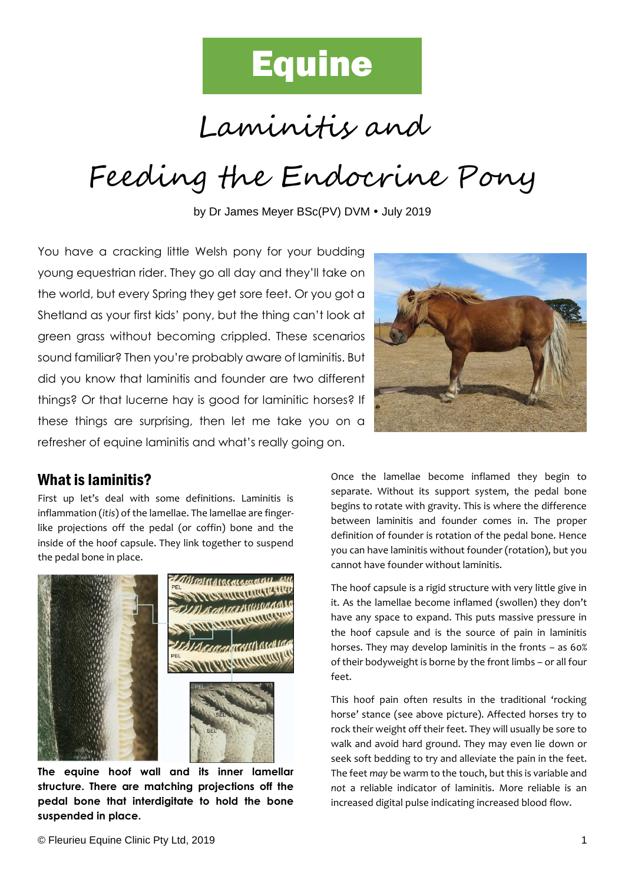# Equine

# Laminitis and Feeding the Endocrine Pony

by Dr James Meyer BSc(PV) DVM • July 2019

You have a cracking little Welsh pony for your budding young equestrian rider. They go all day and they'll take on the world, but every Spring they get sore feet. Or you got a Shetland as your first kids' pony, but the thing can't look at green grass without becoming crippled. These scenarios sound familiar? Then you're probably aware of laminitis. But did you know that laminitis and founder are two different things? Or that lucerne hay is good for laminitic horses? If these things are surprising, then let me take you on a refresher of equine laminitis and what's really going on.

## What is laminitis?

First up let's deal with some definitions. Laminitis is inflammation (*itis*) of the lamellae. The lamellae are finger-like projections off the pedal (or coffin) bone and the inside of the hoof capsule. They link together to suspend the pedal bone in place.

**The equine hoof wall and its inner lamellar structure. There are matching projections off the pedal bone that interdigitate to hold the bone suspended in place.**

Once the lamellae become inflamed they begin to separate. Without its support system, the pedal bone begins to rotate with gravity. This is where the difference between laminitis and founder comes in. The proper definition of founder is rotation of the pedal bone. Hence you can have laminitis without founder (rotation), but you cannot have founder without laminitis.

The hoof capsule is a rigid structure with very little give in it. As the lamellae become inflamed (swollen) they don't have any space to expand. This puts massive pressure in the hoof capsule and is the source of pain in laminitis horses. They may develop laminitis in the fronts – as 60% of their bodyweight is borne by the front limbs – or all four feet.

This hoof pain often results in the traditional 'rocking horse' stance (see above picture). Affected horses try to rock their weight off their feet. They will usually be sore to walk and avoid hard ground. They may even lie down or seek soft bedding to try and alleviate the pain in the feet. The feet *may* be warm to the touch, but this is variable and *not* a reliable indicator of laminitis. More reliable is an increased digital pulse indicating increased blood flow.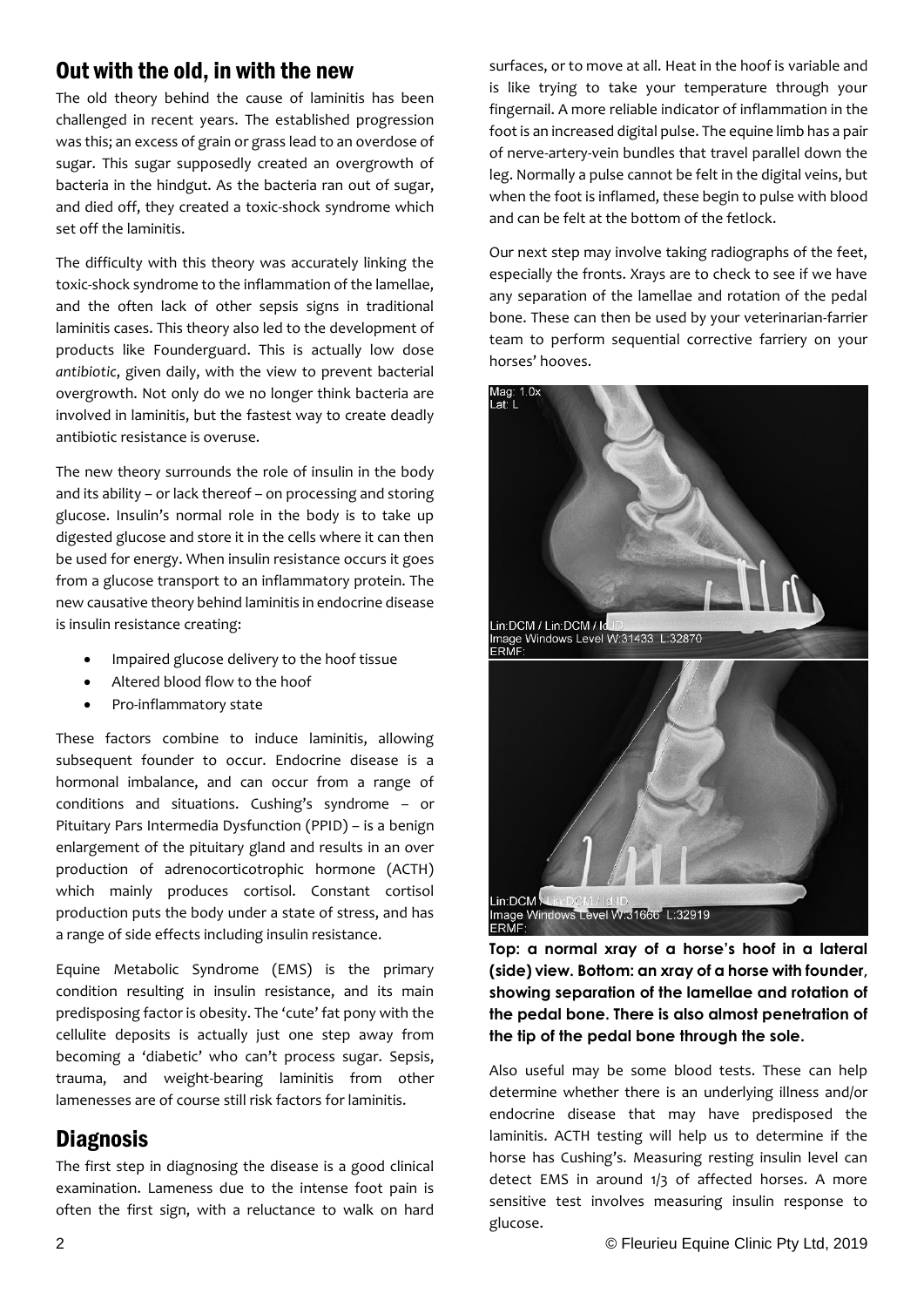## Out with the old, in with the new

The old theory behind the cause of laminitis has been challenged in recent years. The established progression was this; an excess of grain or grass lead to an overdose of sugar. This sugar supposedly created an overgrowth of bacteria in the hindgut. As the bacteria ran out of sugar, and died off, they created a toxic-shock syndrome which set off the laminitis.

The difficulty with this theory was accurately linking the toxic-shock syndrome to the inflammation of the lamellae, and the often lack of other sepsis signs in traditional laminitis cases. This theory also led to the development of products like Founderguard. This is actually low dose *antibiotic*, given daily, with the view to prevent bacterial overgrowth. Not only do we no longer think bacteria are involved in laminitis, but the fastest way to create deadly antibiotic resistance is overuse.

The new theory surrounds the role of insulin in the body and its ability – or lack thereof – on processing and storing glucose. Insulin's normal role in the body is to take up digested glucose and store it in the cells where it can then be used for energy. When insulin resistance occurs it goes from a glucose transport to an inflammatory protein. The new causative theory behind laminitis in endocrine disease is insulin resistance creating:

- Impaired glucose delivery to the hoof tissue
- Altered blood flow to the hoof
- Pro-inflammatory state

These factors combine to induce laminitis, allowing subsequent founder to occur. Endocrine disease is a hormonal imbalance, and can occur from a range of conditions and situations. Cushing's syndrome – or Pituitary Pars Intermedia Dysfunction (PPID) – is a benign enlargement of the pituitary gland and results in an over production of adrenocorticotrophic hormone (ACTH) which mainly produces cortisol. Constant cortisol production puts the body under a state of stress, and has a range of side effects including insulin resistance.

Equine Metabolic Syndrome (EMS) is the primary condition resulting in insulin resistance, and its main predisposing factor is obesity. The 'cute' fat pony with the cellulite deposits is actually just one step away from becoming a 'diabetic' who can't process sugar. Sepsis, trauma, and weight-bearing laminitis from other lamenesses are of course still risk factors for laminitis.

## Diagnosis

The first step in diagnosing the disease is a good clinical examination. Lameness due to the intense foot pain is often the first sign, with a reluctance to walk on hard surfaces, or to move at all. Heat in the hoof is variable and is like trying to take your temperature through your fingernail. A more reliable indicator of inflammation in the foot is an increased digital pulse. The equine limb has a pair of nerve-artery-vein bundles that travel parallel down the leg. Normally a pulse cannot be felt in the digital veins, but when the foot is inflamed, these begin to pulse with blood and can be felt at the bottom of the fetlock.

Our next step may involve taking radiographs of the feet, especially the fronts. Xrays are to check to see if we have any separation of the lamellae and rotation of the pedal bone. These can then be used by your veterinarian-farrier team to perform sequential corrective farriery on your horses' hooves.

**Top: a normal xray of a horse's hoof in a lateral (side) view. Bottom: an xray of a horse with founder, showing separation of the lamellae and rotation of the pedal bone. There is also almost penetration of the tip of the pedal bone through the sole.**

Also useful may be some blood tests. These can help determine whether there is an underlying illness and/or endocrine disease that may have predisposed the laminitis. ACTH testing will help us to determine if the horse has Cushing's. Measuring resting insulin level can detect EMS in around 1/3 of affected horses. A more sensitive test involves measuring insulin response to glucose.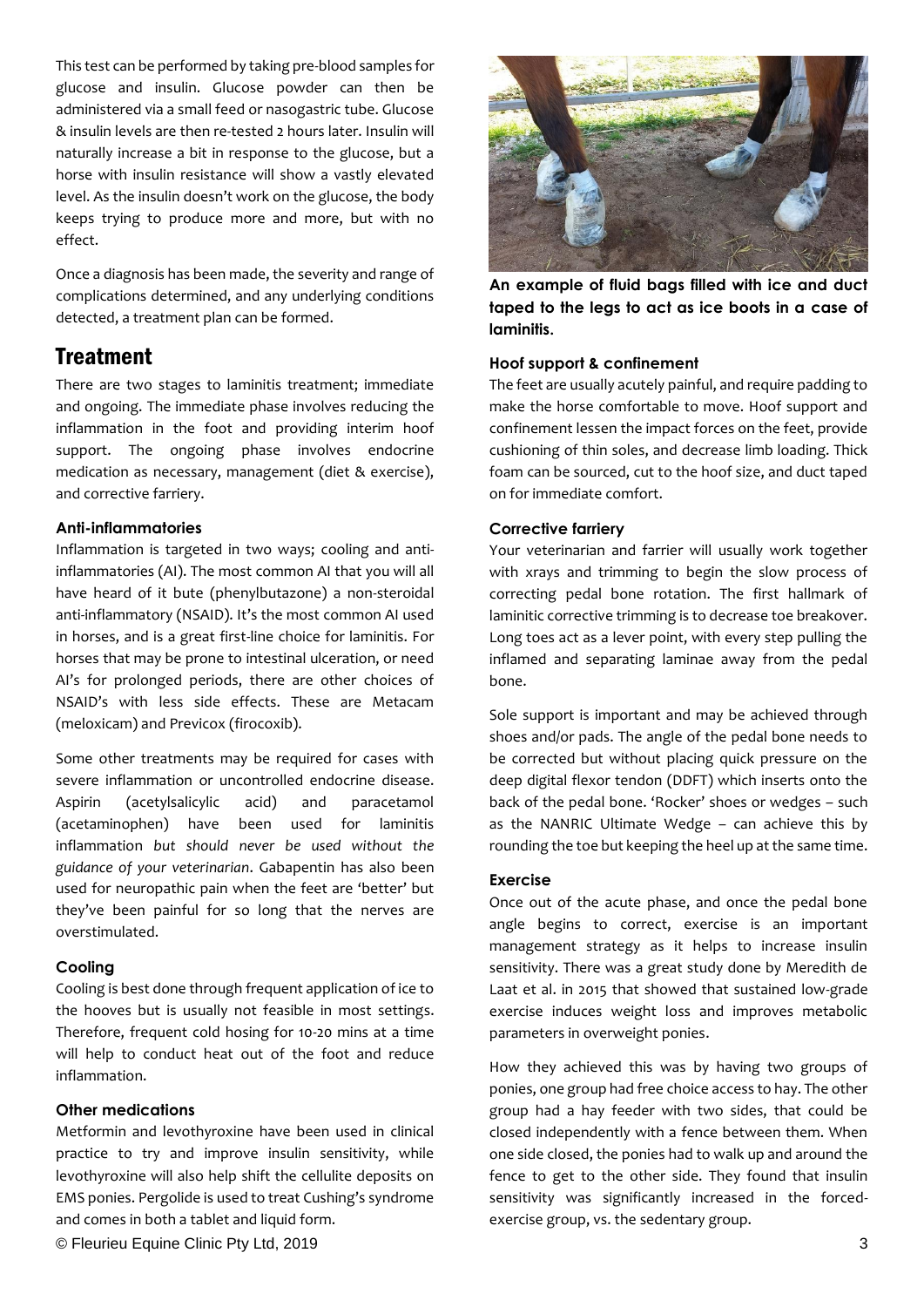This test can be performed by taking pre-blood samples for glucose and insulin. Glucose powder can then be administered via a small feed or nasogastric tube. Glucose & insulin levels are then re-tested 2 hours later. Insulin will naturally increase a bit in response to the glucose, but a horse with insulin resistance will show a vastly elevated level. As the insulin doesn't work on the glucose, the body keeps trying to produce more and more, but with no effect.

Once a diagnosis has been made, the severity and range of complications determined, and any underlying conditions detected, a treatment plan can be formed.

## Treatment

There are two stages to laminitis treatment; immediate and ongoing. The immediate phase involves reducing the inflammation in the foot and providing interim hoof support. The ongoing phase involves endocrine medication as necessary, management (diet & exercise), and corrective farriery.

### Anti-inflammatories

Inflammation is targeted in two ways; cooling and anti-inflammatories (AI). The most common AI that you will all have heard of it bute (phenylbutazone) a non-steroidal anti-inflammatory (NSAID). It's the most common AI used in horses, and is a great first-line choice for laminitis. For horses that may be prone to intestinal ulceration, or need AI's for prolonged periods, there are other choices of NSAID's with less side effects. These are Metacam (meloxicam) and Previcox (firocoxib).

Some other treatments may be required for cases with severe inflammation or uncontrolled endocrine disease. Aspirin (acetylsalicylic acid) and paracetamol (acetaminophen) have been used for laminitis inflammation *but should never be used without the guidance of your veterinarian*. Gabapentin has also been used for neuropathic pain when the feet are 'better' but they've been painful for so long that the nerves are overstimulated.

### Cooling

Cooling is best done through frequent application of ice to the hooves but is usually not feasible in most settings. Therefore, frequent cold hosing for 10-20 mins at a time will help to conduct heat out of the foot and reduce inflammation.

### Other medications

Metformin and levothyroxine have been used in clinical practice to try and improve insulin sensitivity, while levothyroxine will also help shift the cellulite deposits on EMS ponies. Pergolide is used to treat Cushing's syndrome and comes in both a tablet and liquid form.

**An example of fluid bags filled with ice and duct taped to the legs to act as ice boots in a case of laminitis.**

### Hoof support & confinement

The feet are usually acutely painful, and require padding to make the horse comfortable to move. Hoof support and confinement lessen the impact forces on the feet, provide cushioning of thin soles, and decrease limb loading. Thick foam can be sourced, cut to the hoof size, and duct taped on for immediate comfort.

### Corrective farriery

Your veterinarian and farrier will usually work together with xrays and trimming to begin the slow process of correcting pedal bone rotation. The first hallmark of laminitic corrective trimming is to decrease toe breakover. Long toes act as a lever point, with every step pulling the inflamed and separating laminae away from the pedal bone.

Sole support is important and may be achieved through shoes and/or pads. The angle of the pedal bone needs to be corrected but without placing quick pressure on the deep digital flexor tendon (DDFT) which inserts onto the back of the pedal bone. 'Rocker' shoes or wedges – such as the NANRIC Ultimate Wedge – can achieve this by rounding the toe but keeping the heel up at the same time.

### Exercise

Once out of the acute phase, and once the pedal bone angle begins to correct, exercise is an important management strategy as it helps to increase insulin sensitivity. There was a great study done by Meredith de Laat et al. in 2015 that showed that sustained low-grade exercise induces weight loss and improves metabolic parameters in overweight ponies.

How they achieved this was by having two groups of ponies, one group had free choice access to hay. The other group had a hay feeder with two sides, that could be closed independently with a fence between them. When one side closed, the ponies had to walk up and around the fence to get to the other side. They found that insulin sensitivity was significantly increased in the forced-exercise group, vs. the sedentary group.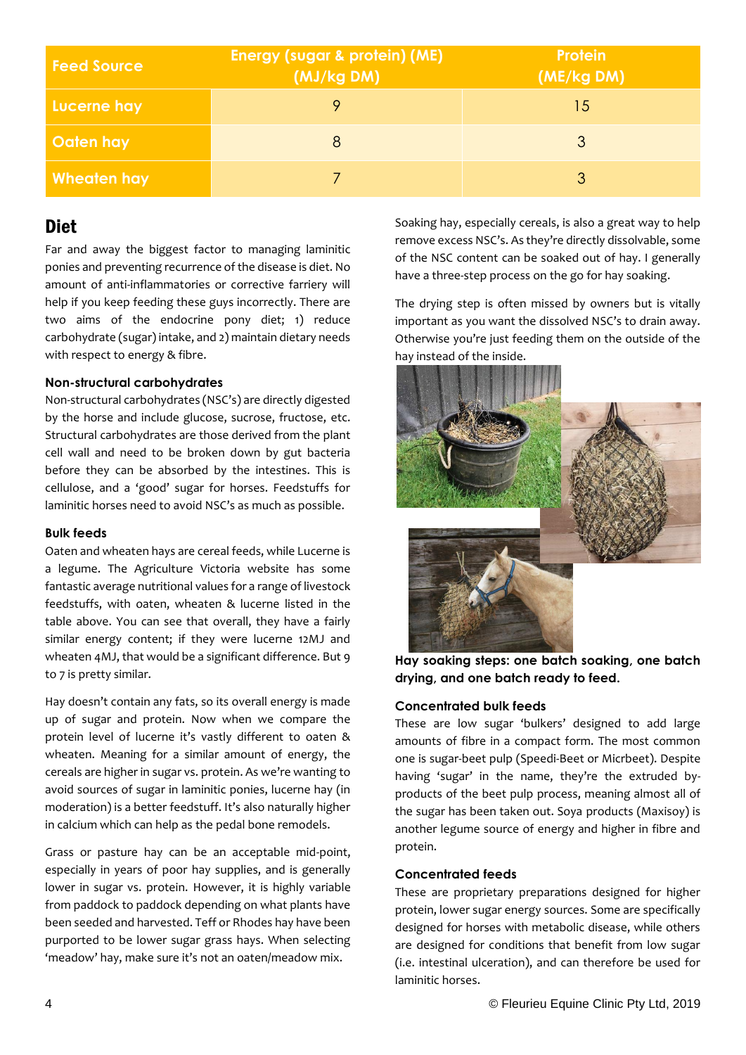| Feed Source | Energy (sugar & protein) (ME) (MJ/kg DM) | Protein (ME/kg DM) |
|---|---|---|
| Lucerne hay | 9 | 15 |
| Oaten hay | 8 | 3 |
| Wheaten hay | 7 | 3 |

## Diet

Far and away the biggest factor to managing laminitic ponies and preventing recurrence of the disease is diet. No amount of anti-inflammatories or corrective farriery will help if you keep feeding these guys incorrectly. There are two aims of the endocrine pony diet; 1) reduce carbohydrate (sugar) intake, and 2) maintain dietary needs with respect to energy & fibre.

### Non-structural carbohydrates

Non-structural carbohydrates (NSC's) are directly digested by the horse and include glucose, sucrose, fructose, etc. Structural carbohydrates are those derived from the plant cell wall and need to be broken down by gut bacteria before they can be absorbed by the intestines. This is cellulose, and a 'good' sugar for horses. Feedstuffs for laminitic horses need to avoid NSC's as much as possible.

### Bulk feeds

Oaten and wheaten hays are cereal feeds, while Lucerne is a legume. The Agriculture Victoria website has some fantastic average nutritional values for a range of livestock feedstuffs, with oaten, wheaten & lucerne listed in the table above. You can see that overall, they have a fairly similar energy content; if they were lucerne 12MJ and wheaten 4MJ, that would be a significant difference. But 9 to 7 is pretty similar.

Hay doesn't contain any fats, so its overall energy is made up of sugar and protein. Now when we compare the protein level of lucerne it's vastly different to oaten & wheaten. Meaning for a similar amount of energy, the cereals are higher in sugar vs. protein. As we're wanting to avoid sources of sugar in laminitic ponies, lucerne hay (in moderation) is a better feedstuff. It's also naturally higher in calcium which can help as the pedal bone remodels.

Grass or pasture hay can be an acceptable mid-point, especially in years of poor hay supplies, and is generally lower in sugar vs. protein. However, it is highly variable from paddock to paddock depending on what plants have been seeded and harvested. Teff or Rhodes hay have been purported to be lower sugar grass hays. When selecting 'meadow' hay, make sure it's not an oaten/meadow mix.

Soaking hay, especially cereals, is also a great way to help remove excess NSC's. As they're directly dissolvable, some of the NSC content can be soaked out of hay. I generally have a three-step process on the go for hay soaking.

The drying step is often missed by owners but is vitally important as you want the dissolved NSC's to drain away. Otherwise you're just feeding them on the outside of the hay instead of the inside.

**Hay soaking steps: one batch soaking, one batch drying, and one batch ready to feed.**

### Concentrated bulk feeds

These are low sugar 'bulkers' designed to add large amounts of fibre in a compact form. The most common one is sugar-beet pulp (Speedi-Beet or Micrbeet). Despite having 'sugar' in the name, they're the extruded by-products of the beet pulp process, meaning almost all of the sugar has been taken out. Soya products (Maxisoy) is another legume source of energy and higher in fibre and protein.

### Concentrated feeds

These are proprietary preparations designed for higher protein, lower sugar energy sources. Some are specifically designed for horses with metabolic disease, while others are designed for conditions that benefit from low sugar (i.e. intestinal ulceration), and can therefore be used for laminitic horses.

© Fleurieu Equine Clinic Pty Ltd, 2019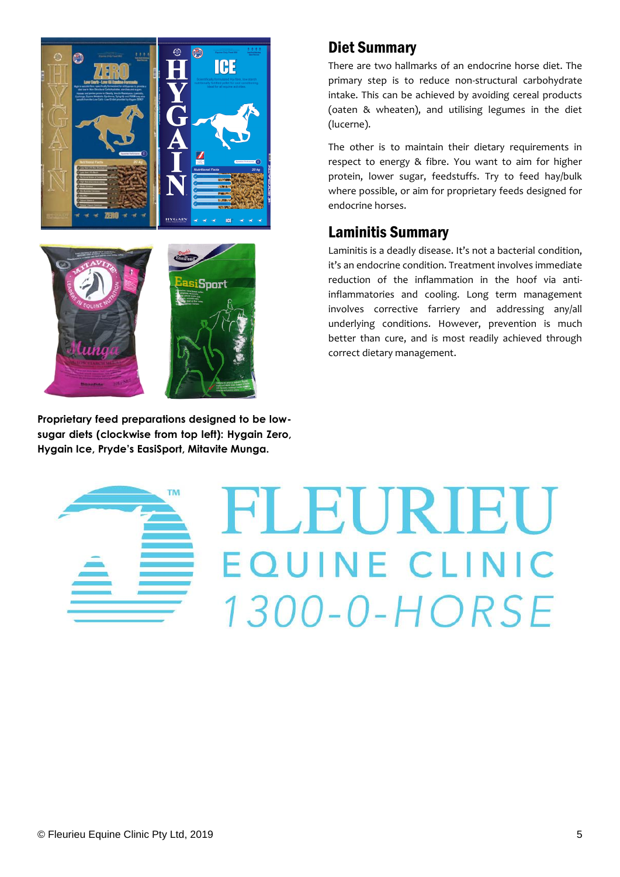## Diet Summary

There are two hallmarks of an endocrine horse diet. The primary step is to reduce non-structural carbohydrate intake. This can be achieved by avoiding cereal products (oaten & wheaten), and utilising legumes in the diet (lucerne).

The other is to maintain their dietary requirements in respect to energy & fibre. You want to aim for higher protein, lower sugar, feedstuffs. Try to feed hay/bulk where possible, or aim for proprietary feeds designed for endocrine horses.

## Laminitis Summary

Laminitis is a deadly disease. It's not a bacterial condition, it's an endocrine condition. Treatment involves immediate reduction of the inflammation in the hoof via anti-inflammatories and cooling. Long term management involves corrective farriery and addressing any/all underlying conditions. However, prevention is much better than cure, and is most readily achieved through correct dietary management.

**Proprietary feed preparations designed to be low-sugar diets (clockwise from top left): Hygain Zero, Hygain Ice, Pryde's EasiSport, Mitavite Munga.**

FLEURIEU EQUINE CLINIC
1300-0-HORSE

© Fleurieu Equine Clinic Pty Ltd, 2019